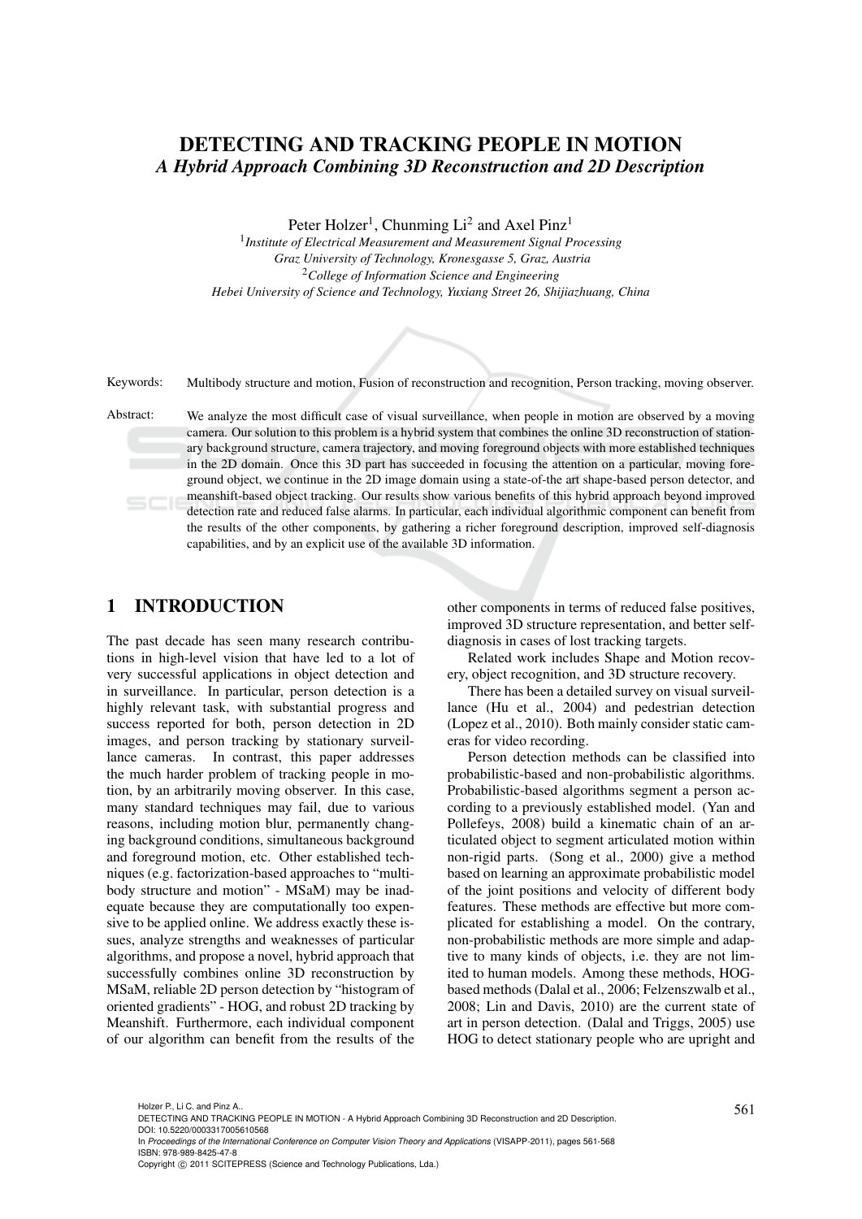# DETECTING AND TRACKING PEOPLE IN MOTION

## *A Hybrid Approach Combining 3D Reconstruction and 2D Description*

Peter Holzer[1], Chunming Li[2] and Axel Pinz[1]

[1]*Institute of Electrical Measurement and Measurement Signal Processing*
*Graz University of Technology, Kronesgasse 5, Graz, Austria*
[2]*College of Information Science and Engineering*
*Hebei University of Science and Technology, Yuxiang Street 26, Shijiazhuang, China*

Keywords: Multibody structure and motion, Fusion of reconstruction and recognition, Person tracking, moving observer.

Abstract: We analyze the most difficult case of visual surveillance, when people in motion are observed by a moving camera. Our solution to this problem is a hybrid system that combines the online 3D reconstruction of stationary background structure, camera trajectory, and moving foreground objects with more established techniques in the 2D domain. Once this 3D part has succeeded in focusing the attention on a particular, moving foreground object, we continue in the 2D image domain using a state-of-the art shape-based person detector, and meanshift-based object tracking. Our results show various benefits of this hybrid approach beyond improved detection rate and reduced false alarms. In particular, each individual algorithmic component can benefit from the results of the other components, by gathering a richer foreground description, improved self-diagnosis capabilities, and by an explicit use of the available 3D information.

## 1 INTRODUCTION

The past decade has seen many research contributions in high-level vision that have led to a lot of very successful applications in object detection and in surveillance. In particular, person detection is a highly relevant task, with substantial progress and success reported for both, person detection in 2D images, and person tracking by stationary surveillance cameras. In contrast, this paper addresses the much harder problem of tracking people in motion, by an arbitrarily moving observer. In this case, many standard techniques may fail, due to various reasons, including motion blur, permanently changing background conditions, simultaneous background and foreground motion, etc. Other established techniques (e.g. factorization-based approaches to "multibody structure and motion" - MSaM) may be inadequate because they are computationally too expensive to be applied online. We address exactly these issues, analyze strengths and weaknesses of particular algorithms, and propose a novel, hybrid approach that successfully combines online 3D reconstruction by MSaM, reliable 2D person detection by "histogram of oriented gradients" - HOG, and robust 2D tracking by Meanshift. Furthermore, each individual component of our algorithm can benefit from the results of the other components in terms of reduced false positives, improved 3D structure representation, and better self-diagnosis in cases of lost tracking targets.

Related work includes Shape and Motion recovery, object recognition, and 3D structure recovery.

There has been a detailed survey on visual surveillance (Hu et al., 2004) and pedestrian detection (Lopez et al., 2010). Both mainly consider static cameras for video recording.

Person detection methods can be classified into probabilistic-based and non-probabilistic algorithms. Probabilistic-based algorithms segment a person according to a previously established model. (Yan and Pollefeys, 2008) build a kinematic chain of an articulated object to segment articulated motion within non-rigid parts. (Song et al., 2000) give a method based on learning an approximate probabilistic model of the joint positions and velocity of different body features. These methods are effective but more complicated for establishing a model. On the contrary, non-probabilistic methods are more simple and adaptive to many kinds of objects, i.e. they are not limited to human models. Among these methods, HOG-based methods (Dalal et al., 2006; Felzenszwalb et al., 2008; Lin and Davis, 2010) are the current state of art in person detection. (Dalal and Triggs, 2005) use HOG to detect stationary people who are upright and

Holzer P., Li C. and Pinz A..
DETECTING AND TRACKING PEOPLE IN MOTION - A Hybrid Approach Combining 3D Reconstruction and 2D Description.
DOI: 10.5220/0003317005610568
In *Proceedings of the International Conference on Computer Vision Theory and Applications* (VISAPP-2011), pages 561-568
ISBN: 978-989-8425-47-8
Copyright © 2011 SCITEPRESS (Science and Technology Publications, Lda.)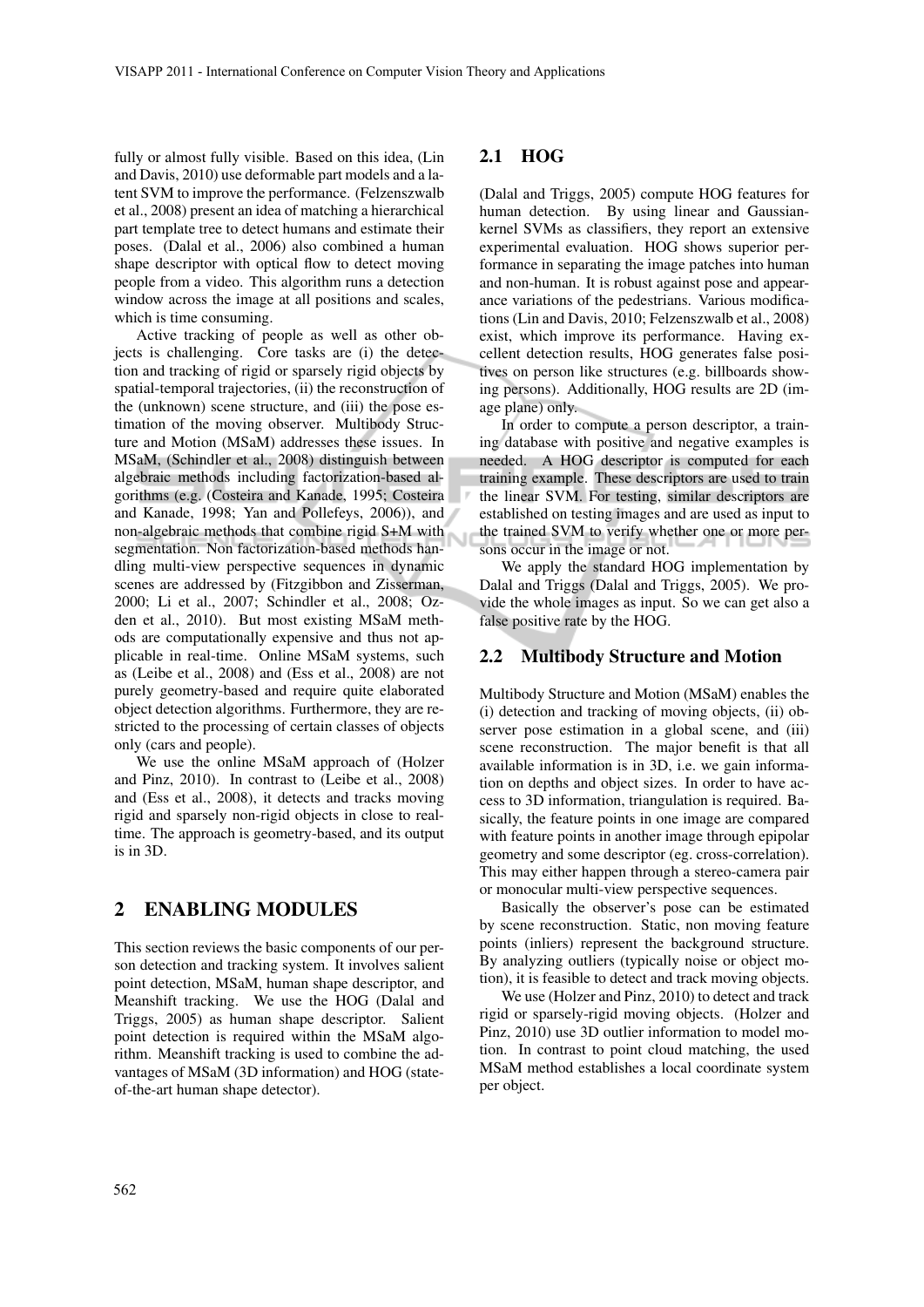fully or almost fully visible. Based on this idea, (Lin and Davis, 2010) use deformable part models and a latent SVM to improve the performance. (Felzenszwalb et al., 2008) present an idea of matching a hierarchical part template tree to detect humans and estimate their poses. (Dalal et al., 2006) also combined a human shape descriptor with optical flow to detect moving people from a video. This algorithm runs a detection window across the image at all positions and scales, which is time consuming.

Active tracking of people as well as other objects is challenging. Core tasks are (i) the detection and tracking of rigid or sparsely rigid objects by spatial-temporal trajectories, (ii) the reconstruction of the (unknown) scene structure, and (iii) the pose estimation of the moving observer. Multibody Structure and Motion (MSaM) addresses these issues. In MSaM, (Schindler et al., 2008) distinguish between algebraic methods including factorization-based algorithms (e.g. (Costeira and Kanade, 1995; Costeira and Kanade, 1998; Yan and Pollefeys, 2006)), and non-algebraic methods that combine rigid S+M with segmentation. Non factorization-based methods handling multi-view perspective sequences in dynamic scenes are addressed by (Fitzgibbon and Zisserman, 2000; Li et al., 2007; Schindler et al., 2008; Ozden et al., 2010). But most existing MSaM methods are computationally expensive and thus not applicable in real-time. Online MSaM systems, such as (Leibe et al., 2008) and (Ess et al., 2008) are not purely geometry-based and require quite elaborated object detection algorithms. Furthermore, they are restricted to the processing of certain classes of objects only (cars and people).

We use the online MSaM approach of (Holzer and Pinz, 2010). In contrast to (Leibe et al., 2008) and (Ess et al., 2008), it detects and tracks moving rigid and sparsely non-rigid objects in close to real-time. The approach is geometry-based, and its output is in 3D.

# 2 ENABLING MODULES

This section reviews the basic components of our person detection and tracking system. It involves salient point detection, MSaM, human shape descriptor, and Meanshift tracking. We use the HOG (Dalal and Triggs, 2005) as human shape descriptor. Salient point detection is required within the MSaM algorithm. Meanshift tracking is used to combine the advantages of MSaM (3D information) and HOG (state-of-the-art human shape detector).

## 2.1 HOG

(Dalal and Triggs, 2005) compute HOG features for human detection. By using linear and Gaussian-kernel SVMs as classifiers, they report an extensive experimental evaluation. HOG shows superior performance in separating the image patches into human and non-human. It is robust against pose and appearance variations of the pedestrians. Various modifications (Lin and Davis, 2010; Felzenszwalb et al., 2008) exist, which improve its performance. Having excellent detection results, HOG generates false positives on person like structures (e.g. billboards showing persons). Additionally, HOG results are 2D (image plane) only.

In order to compute a person descriptor, a training database with positive and negative examples is needed. A HOG descriptor is computed for each training example. These descriptors are used to train the linear SVM. For testing, similar descriptors are established on testing images and are used as input to the trained SVM to verify whether one or more persons occur in the image or not.

We apply the standard HOG implementation by Dalal and Triggs (Dalal and Triggs, 2005). We provide the whole images as input. So we can get also a false positive rate by the HOG.

## 2.2 Multibody Structure and Motion

Multibody Structure and Motion (MSaM) enables the (i) detection and tracking of moving objects, (ii) observer pose estimation in a global scene, and (iii) scene reconstruction. The major benefit is that all available information is in 3D, i.e. we gain information on depths and object sizes. In order to have access to 3D information, triangulation is required. Basically, the feature points in one image are compared with feature points in another image through epipolar geometry and some descriptor (eg. cross-correlation). This may either happen through a stereo-camera pair or monocular multi-view perspective sequences.

Basically the observer's pose can be estimated by scene reconstruction. Static, non moving feature points (inliers) represent the background structure. By analyzing outliers (typically noise or object motion), it is feasible to detect and track moving objects.

We use (Holzer and Pinz, 2010) to detect and track rigid or sparsely-rigid moving objects. (Holzer and Pinz, 2010) use 3D outlier information to model motion. In contrast to point cloud matching, the used MSaM method establishes a local coordinate system per object.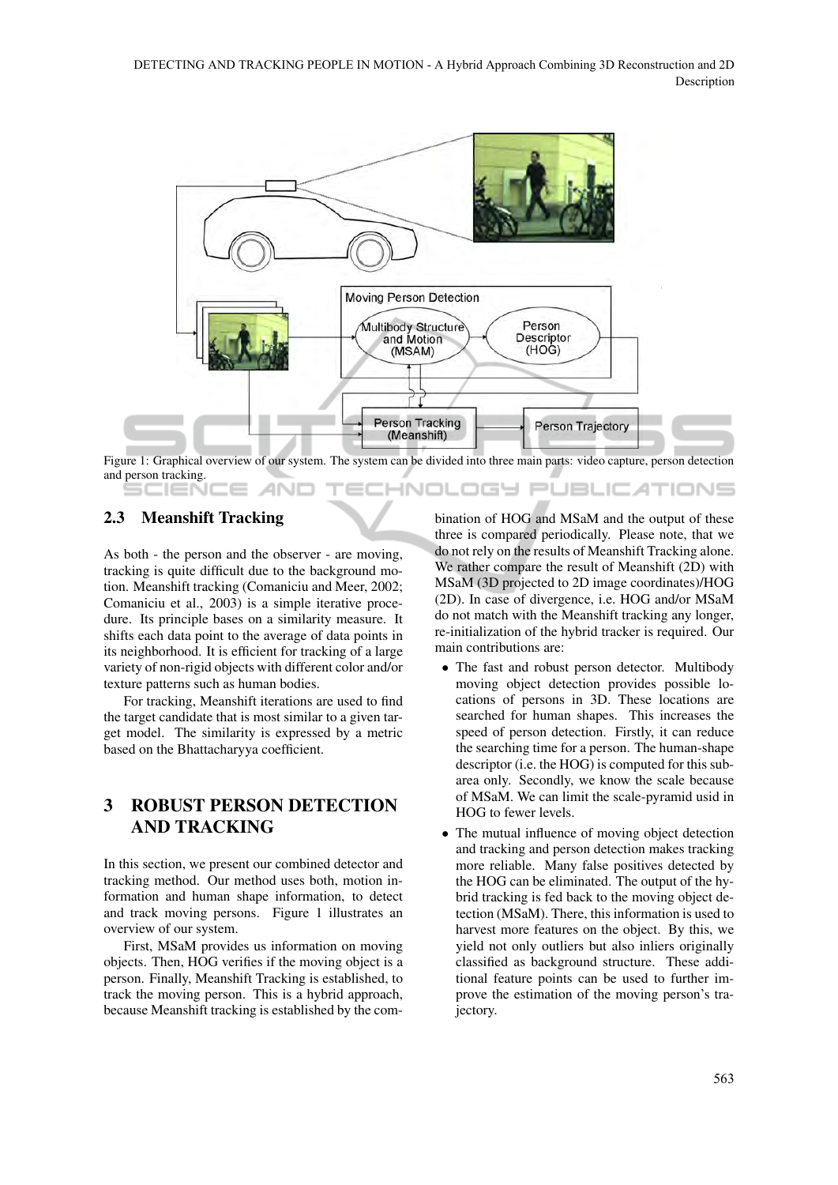Figure 1: Graphical overview of our system. The system can be divided into three main parts: video capture, person detection and person tracking.

### 2.3 Meanshift Tracking

As both - the person and the observer - are moving, tracking is quite difficult due to the background motion. Meanshift tracking (Comaniciu and Meer, 2002; Comaniciu et al., 2003) is a simple iterative procedure. Its principle bases on a similarity measure. It shifts each data point to the average of data points in its neighborhood. It is efficient for tracking of a large variety of non-rigid objects with different color and/or texture patterns such as human bodies.

For tracking, Meanshift iterations are used to find the target candidate that is most similar to a given target model. The similarity is expressed by a metric based on the Bhattacharyya coefficient.

## 3 ROBUST PERSON DETECTION AND TRACKING

In this section, we present our combined detector and tracking method. Our method uses both, motion information and human shape information, to detect and track moving persons. Figure 1 illustrates an overview of our system.

First, MSaM provides us information on moving objects. Then, HOG verifies if the moving object is a person. Finally, Meanshift Tracking is established, to track the moving person. This is a hybrid approach, because Meanshift tracking is established by the combination of HOG and MSaM and the output of these three is compared periodically. Please note, that we do not rely on the results of Meanshift Tracking alone. We rather compare the result of Meanshift (2D) with MSaM (3D projected to 2D image coordinates)/HOG (2D). In case of divergence, i.e. HOG and/or MSaM do not match with the Meanshift tracking any longer, re-initialization of the hybrid tracker is required. Our main contributions are:

- The fast and robust person detector. Multibody moving object detection provides possible locations of persons in 3D. These locations are searched for human shapes. This increases the speed of person detection. Firstly, it can reduce the searching time for a person. The human-shape descriptor (i.e. the HOG) is computed for this subarea only. Secondly, we know the scale because of MSaM. We can limit the scale-pyramid usid in HOG to fewer levels.
- The mutual influence of moving object detection and tracking and person detection makes tracking more reliable. Many false positives detected by the HOG can be eliminated. The output of the hybrid tracking is fed back to the moving object detection (MSaM). There, this information is used to harvest more features on the object. By this, we yield not only outliers but also inliers originally classified as background structure. These additional feature points can be used to further improve the estimation of the moving person's trajectory.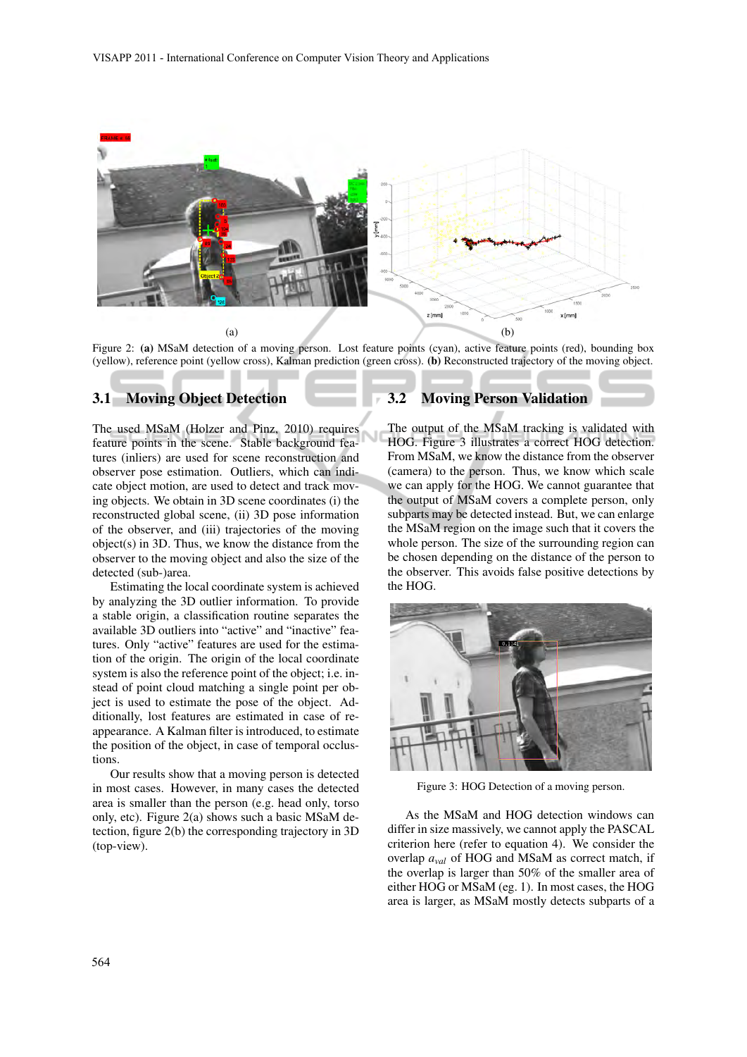Figure 2: **(a)** MSaM detection of a moving person. Lost feature points (cyan), active feature points (red), bounding box (yellow), reference point (yellow cross), Kalman prediction (green cross). **(b)** Reconstructed trajectory of the moving object.

### 3.1 Moving Object Detection

The used MSaM (Holzer and Pinz, 2010) requires feature points in the scene. Stable background features (inliers) are used for scene reconstruction and observer pose estimation. Outliers, which can indicate object motion, are used to detect and track moving objects. We obtain in 3D scene coordinates (i) the reconstructed global scene, (ii) 3D pose information of the observer, and (iii) trajectories of the moving object(s) in 3D. Thus, we know the distance from the observer to the moving object and also the size of the detected (sub-)area.

Estimating the local coordinate system is achieved by analyzing the 3D outlier information. To provide a stable origin, a classification routine separates the available 3D outliers into "active" and "inactive" features. Only "active" features are used for the estimation of the origin. The origin of the local coordinate system is also the reference point of the object; i.e. instead of point cloud matching a single point per object is used to estimate the pose of the object. Additionally, lost features are estimated in case of reappearance. A Kalman filter is introduced, to estimate the position of the object, in case of temporal occlusions.

Our results show that a moving person is detected in most cases. However, in many cases the detected area is smaller than the person (e.g. head only, torso only, etc). Figure 2(a) shows such a basic MSaM detection, figure 2(b) the corresponding trajectory in 3D (top-view).

### 3.2 Moving Person Validation

The output of the MSaM tracking is validated with HOG. Figure 3 illustrates a correct HOG detection. From MSaM, we know the distance from the observer (camera) to the person. Thus, we know which scale we can apply for the HOG. We cannot guarantee that the output of MSaM covers a complete person, only subparts may be detected instead. But, we can enlarge the MSaM region on the image such that it covers the whole person. The size of the surrounding region can be chosen depending on the distance of the person to the observer. This avoids false positive detections by the HOG.

Figure 3: HOG Detection of a moving person.

As the MSaM and HOG detection windows can differ in size massively, we cannot apply the PASCAL criterion here (refer to equation 4). We consider the overlap $a_{val}$ of HOG and MSaM as correct match, if the overlap is larger than 50% of the smaller area of either HOG or MSaM (eg. 1). In most cases, the HOG area is larger, as MSaM mostly detects subparts of a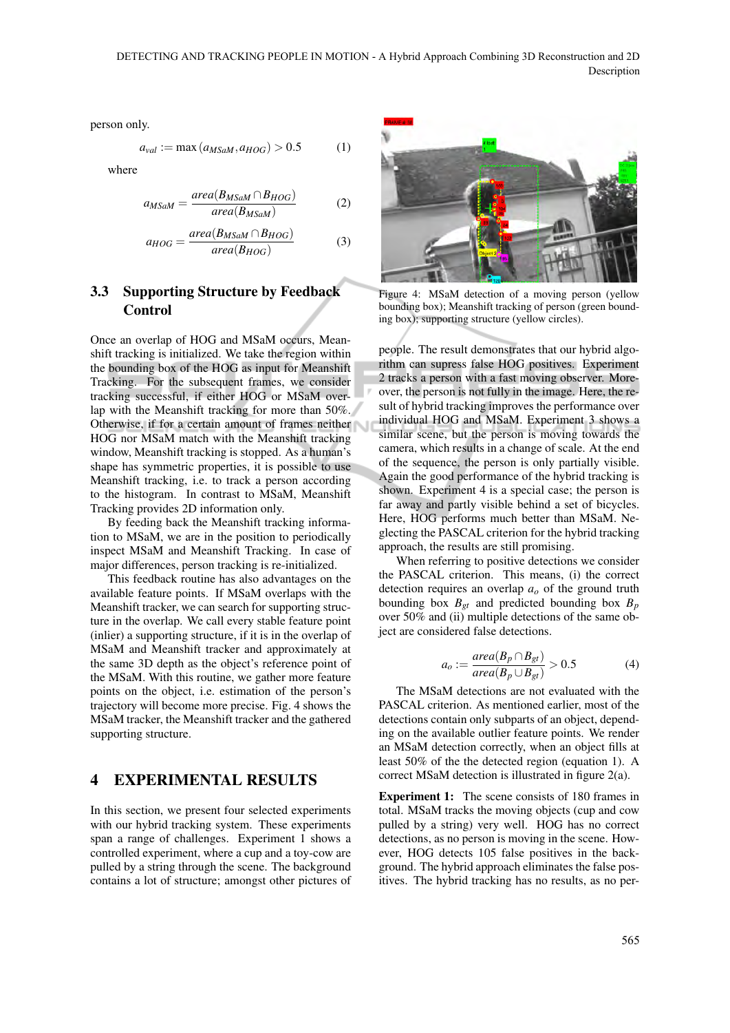person only.

$$a_{val} := \max(a_{MSaM}, a_{HOG}) > 0.5 \quad (1)$$

where

$$a_{MSaM} = \frac{area(B_{MSaM} \cap B_{HOG})}{area(B_{MSaM})} \quad (2)$$

$$a_{HOG} = \frac{area(B_{MSaM} \cap B_{HOG})}{area(B_{HOG})} \quad (3)$$

### 3.3 Supporting Structure by Feedback Control

Once an overlap of HOG and MSaM occurs, Meanshift tracking is initialized. We take the region within the bounding box of the HOG as input for Meanshift Tracking. For the subsequent frames, we consider tracking successful, if either HOG or MSaM overlap with the Meanshift tracking for more than 50%. Otherwise, if for a certain amount of frames neither HOG nor MSaM match with the Meanshift tracking window, Meanshift tracking is stopped. As a human's shape has symmetric properties, it is possible to use Meanshift tracking, i.e. to track a person according to the histogram. In contrast to MSaM, Meanshift Tracking provides 2D information only.

By feeding back the Meanshift tracking information to MSaM, we are in the position to periodically inspect MSaM and Meanshift Tracking. In case of major differences, person tracking is re-initialized.

This feedback routine has also advantages on the available feature points. If MSaM overlaps with the Meanshift tracker, we can search for supporting structure in the overlap. We call every stable feature point (inlier) a supporting structure, if it is in the overlap of MSaM and Meanshift tracker and approximately at the same 3D depth as the object's reference point of the MSaM. With this routine, we gather more feature points on the object, i.e. estimation of the person's trajectory will become more precise. Fig. 4 shows the MSaM tracker, the Meanshift tracker and the gathered supporting structure.

## 4 EXPERIMENTAL RESULTS

In this section, we present four selected experiments with our hybrid tracking system. These experiments span a range of challenges. Experiment 1 shows a controlled experiment, where a cup and a toy-cow are pulled by a string through the scene. The background contains a lot of structure; amongst other pictures of

Figure 4: MSaM detection of a moving person (yellow bounding box); Meanshift tracking of person (green bounding box); supporting structure (yellow circles).

people. The result demonstrates that our hybrid algorithm can supress false HOG positives. Experiment 2 tracks a person with a fast moving observer. Moreover, the person is not fully in the image. Here, the result of hybrid tracking improves the performance over individual HOG and MSaM. Experiment 3 shows a similar scene, but the person is moving towards the camera, which results in a change of scale. At the end of the sequence, the person is only partially visible. Again the good performance of the hybrid tracking is shown. Experiment 4 is a special case; the person is far away and partly visible behind a set of bicycles. Here, HOG performs much better than MSaM. Neglecting the PASCAL criterion for the hybrid tracking approach, the results are still promising.

When referring to positive detections we consider the PASCAL criterion. This means, (i) the correct detection requires an overlap $a_o$ of the ground truth bounding box $B_{gt}$ and predicted bounding box $B_p$ over 50% and (ii) multiple detections of the same object are considered false detections.

$$a_o := \frac{area(B_p \cap B_{gt})}{area(B_p \cup B_{gt})} > 0.5 \quad (4)$$

The MSaM detections are not evaluated with the PASCAL criterion. As mentioned earlier, most of the detections contain only subparts of an object, depending on the available outlier feature points. We render an MSaM detection correctly, when an object fills at least 50% of the the detected region (equation 1). A correct MSaM detection is illustrated in figure 2(a).

**Experiment 1:** The scene consists of 180 frames in total. MSaM tracks the moving objects (cup and cow pulled by a string) very well. HOG has no correct detections, as no person is moving in the scene. However, HOG detects 105 false positives in the background. The hybrid approach eliminates the false positives. The hybrid tracking has no results, as no per-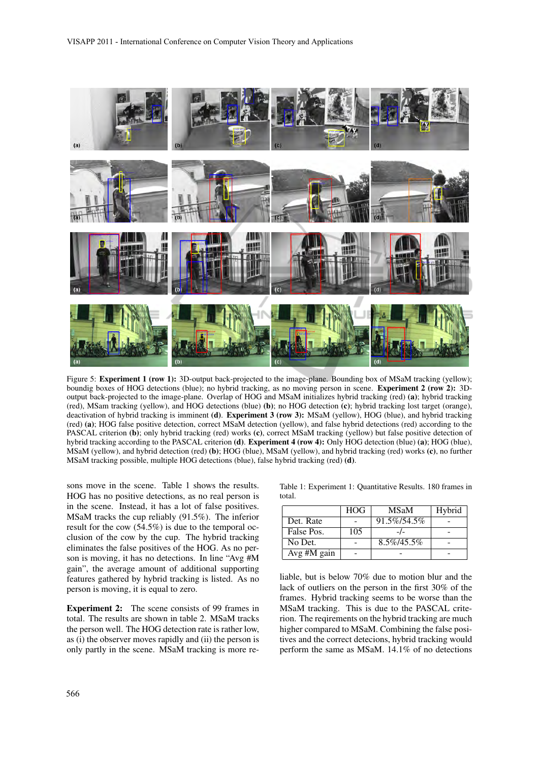Figure 5: **Experiment 1 (row 1):** 3D-output back-projected to the image-plane. Bounding box of MSaM tracking (yellow); boundig boxes of HOG detections (blue); no hybrid tracking, as no moving person in scene. **Experiment 2 (row 2):** 3D-output back-projected to the image-plane. Overlap of HOG and MSaM initializes hybrid tracking (red) **(a)**; hybrid tracking (red), MSam tracking (yellow), and HOG detections (blue) **(b)**; no HOG detection **(c)**; hybrid tracking lost target (orange), deactivation of hybrid tracking is imminent **(d)**. **Experiment 3 (row 3):** MSaM (yellow), HOG (blue), and hybrid tracking (red) **(a)**; HOG false positive detection, correct MSaM detection (yellow), and false hybrid detections (red) according to the PASCAL criterion **(b)**; only hybrid tracking (red) works **(c)**, correct MSaM tracking (yellow) but false positive detection of hybrid tracking according to the PASCAL criterion **(d)**. **Experiment 4 (row 4):** Only HOG detection (blue) **(a)**; HOG (blue), MSaM (yellow), and hybrid detection (red) **(b)**; HOG (blue), MSaM (yellow), and hybrid tracking (red) works **(c)**, no further MSaM tracking possible, multiple HOG detections (blue), false hybrid tracking (red) **(d)**.

sons move in the scene. Table 1 shows the results. HOG has no positive detections, as no real person is in the scene. Instead, it has a lot of false positives. MSaM tracks the cup reliably (91.5%). The inferior result for the cow (54.5%) is due to the temporal occlusion of the cow by the cup. The hybrid tracking eliminates the false positives of the HOG. As no person is moving, it has no detections. In line "Avg #M gain", the average amount of additional supporting features gathered by hybrid tracking is listed. As no person is moving, it is equal to zero.

**Experiment 2:** The scene consists of 99 frames in total. The results are shown in table 2. MSaM tracks the person well. The HOG detection rate is rather low, as (i) the observer moves rapidly and (ii) the person is only partly in the scene. MSaM tracking is more reliable, but is below 70% due to motion blur and the lack of outliers on the person in the first 30% of the frames. Hybrid tracking seems to be worse than the MSaM tracking. This is due to the PASCAL criterion. The reqirements on the hybrid tracking are much higher compared to MSaM. Combining the false positives and the correct detecions, hybrid tracking would perform the same as MSaM. 14.1% of no detections

Table 1: Experiment 1: Quantitative Results. 180 frames in total.

| | HOG | MSaM | Hybrid |
|---|---|---|---|
| Det. Rate | - | 91.5%/54.5% | - |
| False Pos. | 105 | -/- | - |
| No Det. | - | 8.5%/45.5% | - |
| Avg #M gain | - | - | - |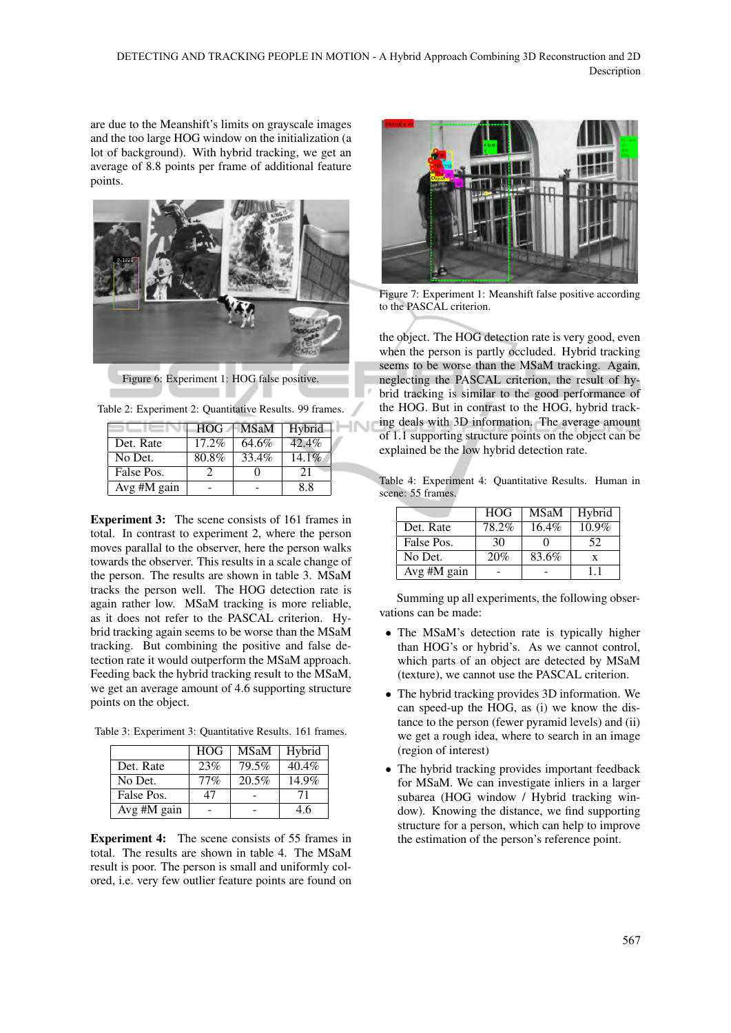are due to the Meanshift's limits on grayscale images and the too large HOG window on the initialization (a lot of background). With hybrid tracking, we get an average of 8.8 points per frame of additional feature points.

Figure 6: Experiment 1: HOG false positive.

Table 2: Experiment 2: Quantitative Results. 99 frames.

| | HOG | MSaM | Hybrid |
|---|---|---|---|
| Det. Rate | 17.2% | 64.6% | 42.4% |
| No Det. | 80.8% | 33.4% | 14.1% |
| False Pos. | 2 | 0 | 21 |
| Avg #M gain | - | - | 8.8 |

**Experiment 3:** The scene consists of 161 frames in total. In contrast to experiment 2, where the person moves parallal to the observer, here the person walks towards the observer. This results in a scale change of the person. The results are shown in table 3. MSaM tracks the person well. The HOG detection rate is again rather low. MSaM tracking is more reliable, as it does not refer to the PASCAL criterion. Hybrid tracking again seems to be worse than the MSaM tracking. But combining the positive and false detection rate it would outperform the MSaM approach. Feeding back the hybrid tracking result to the MSaM, we get an average amount of 4.6 supporting structure points on the object.

Table 3: Experiment 3: Quantitative Results. 161 frames.

| | HOG | MSaM | Hybrid |
|---|---|---|---|
| Det. Rate | 23% | 79.5% | 40.4% |
| No Det. | 77% | 20.5% | 14.9% |
| False Pos. | 47 | - | 71 |
| Avg #M gain | - | - | 4.6 |

**Experiment 4:** The scene consists of 55 frames in total. The results are shown in table 4. The MSaM result is poor. The person is small and uniformly colored, i.e. very few outlier feature points are found on the object. The HOG detection rate is very good, even when the person is partly occluded. Hybrid tracking seems to be worse than the MSaM tracking. Again, neglecting the PASCAL criterion, the result of hybrid tracking is similar to the good performance of the HOG. But in contrast to the HOG, hybrid tracking deals with 3D information. The average amount of 1.1 supporting structure points on the object can be explained be the low hybrid detection rate.

Figure 7: Experiment 1: Meanshift false positive according to the PASCAL criterion.

Table 4: Experiment 4: Quantitative Results. Human in scene: 55 frames.

| | HOG | MSaM | Hybrid |
|---|---|---|---|
| Det. Rate | 78.2% | 16.4% | 10.9% |
| False Pos. | 30 | 0 | 52 |
| No Det. | 20% | 83.6% | x |
| Avg #M gain | - | - | 1.1 |

Summing up all experiments, the following observations can be made:

- The MSaM's detection rate is typically higher than HOG's or hybrid's. As we cannot control, which parts of an object are detected by MSaM (texture), we cannot use the PASCAL criterion.
- The hybrid tracking provides 3D information. We can speed-up the HOG, as (i) we know the distance to the person (fewer pyramid levels) and (ii) we get a rough idea, where to search in an image (region of interest)
- The hybrid tracking provides important feedback for MSaM. We can investigate inliers in a larger subarea (HOG window / Hybrid tracking window). Knowing the distance, we find supporting structure for a person, which can help to improve the estimation of the person's reference point.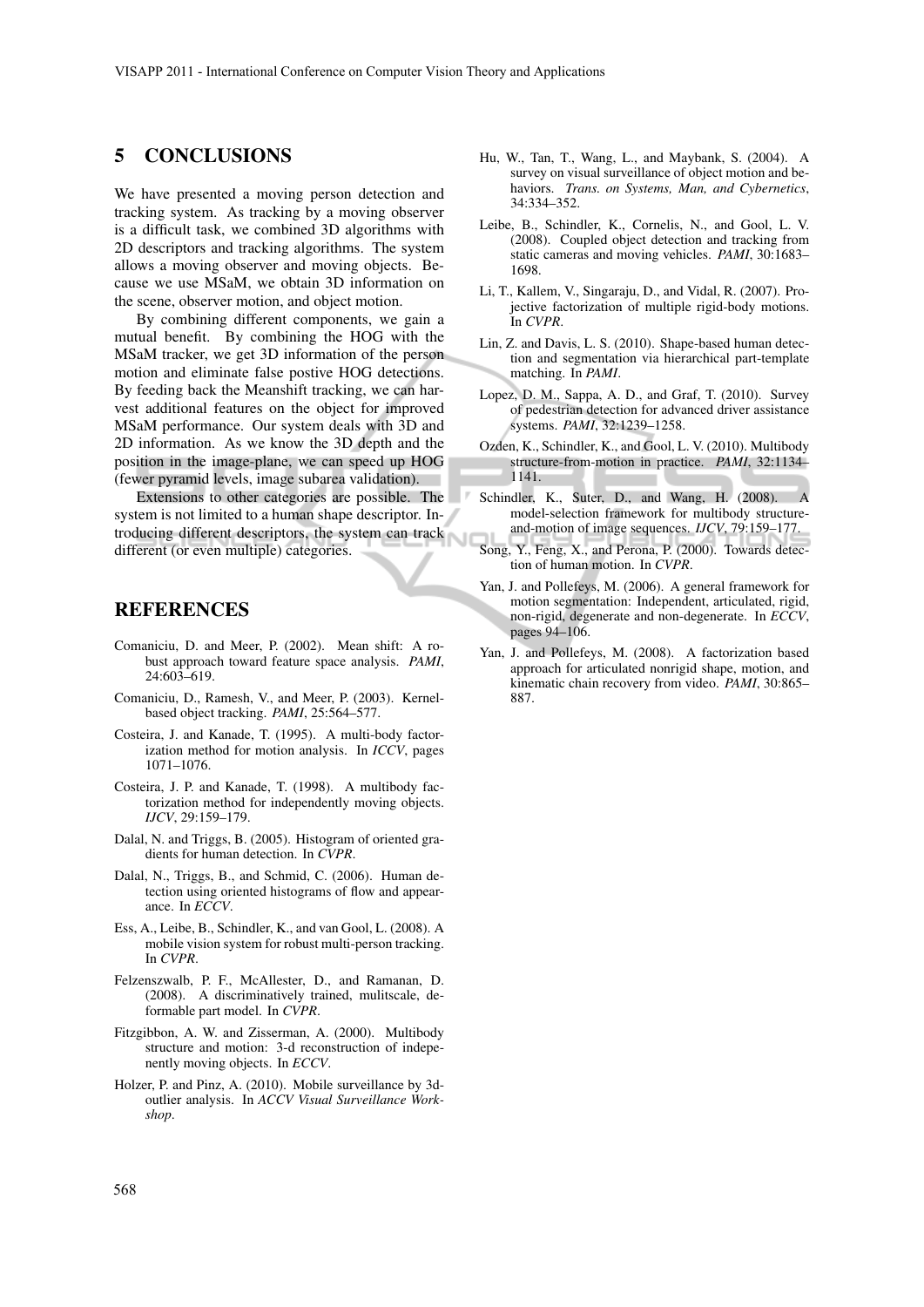## 5 CONCLUSIONS

We have presented a moving person detection and tracking system. As tracking by a moving observer is a difficult task, we combined 3D algorithms with 2D descriptors and tracking algorithms. The system allows a moving observer and moving objects. Because we use MSaM, we obtain 3D information on the scene, observer motion, and object motion.

By combining different components, we gain a mutual benefit. By combining the HOG with the MSaM tracker, we get 3D information of the person motion and eliminate false postive HOG detections. By feeding back the Meanshift tracking, we can harvest additional features on the object for improved MSaM performance. Our system deals with 3D and 2D information. As we know the 3D depth and the position in the image-plane, we can speed up HOG (fewer pyramid levels, image subarea validation).

Extensions to other categories are possible. The system is not limited to a human shape descriptor. Introducing different descriptors, the system can track different (or even multiple) categories.

## REFERENCES

Comaniciu, D. and Meer, P. (2002). Mean shift: A robust approach toward feature space analysis. *PAMI*, 24:603–619.

Comaniciu, D., Ramesh, V., and Meer, P. (2003). Kernel-based object tracking. *PAMI*, 25:564–577.

Costeira, J. and Kanade, T. (1995). A multi-body factorization method for motion analysis. In *ICCV*, pages 1071–1076.

Costeira, J. P. and Kanade, T. (1998). A multibody factorization method for independently moving objects. *IJCV*, 29:159–179.

Dalal, N. and Triggs, B. (2005). Histogram of oriented gradients for human detection. In *CVPR*.

Dalal, N., Triggs, B., and Schmid, C. (2006). Human detection using oriented histograms of flow and appearance. In *ECCV*.

Ess, A., Leibe, B., Schindler, K., and van Gool, L. (2008). A mobile vision system for robust multi-person tracking. In *CVPR*.

Felzenszwalb, P. F., McAllester, D., and Ramanan, D. (2008). A discriminatively trained, mulitscale, deformable part model. In *CVPR*.

Fitzgibbon, A. W. and Zisserman, A. (2000). Multibody structure and motion: 3-d reconstruction of indepenently moving objects. In *ECCV*.

Holzer, P. and Pinz, A. (2010). Mobile surveillance by 3d-outlier analysis. In *ACCV Visual Surveillance Workshop*.

Hu, W., Tan, T., Wang, L., and Maybank, S. (2004). A survey on visual surveillance of object motion and behaviors. *Trans. on Systems, Man, and Cybernetics*, 34:334–352.

Leibe, B., Schindler, K., Cornelis, N., and Gool, L. V. (2008). Coupled object detection and tracking from static cameras and moving vehicles. *PAMI*, 30:1683–1698.

Li, T., Kallem, V., Singaraju, D., and Vidal, R. (2007). Projective factorization of multiple rigid-body motions. In *CVPR*.

Lin, Z. and Davis, L. S. (2010). Shape-based human detection and segmentation via hierarchical part-template matching. In *PAMI*.

Lopez, D. M., Sappa, A. D., and Graf, T. (2010). Survey of pedestrian detection for advanced driver assistance systems. *PAMI*, 32:1239–1258.

Ozden, K., Schindler, K., and Gool, L. V. (2010). Multibody structure-from-motion in practice. *PAMI*, 32:1134–1141.

Schindler, K., Suter, D., and Wang, H. (2008). A model-selection framework for multibody structure-and-motion of image sequences. *IJCV*, 79:159–177.

Song, Y., Feng, X., and Perona, P. (2000). Towards detection of human motion. In *CVPR*.

Yan, J. and Pollefeys, M. (2006). A general framework for motion segmentation: Independent, articulated, rigid, non-rigid, degenerate and non-degenerate. In *ECCV*, pages 94–106.

Yan, J. and Pollefeys, M. (2008). A factorization based approach for articulated nonrigid shape, motion, and kinematic chain recovery from video. *PAMI*, 30:865–887.